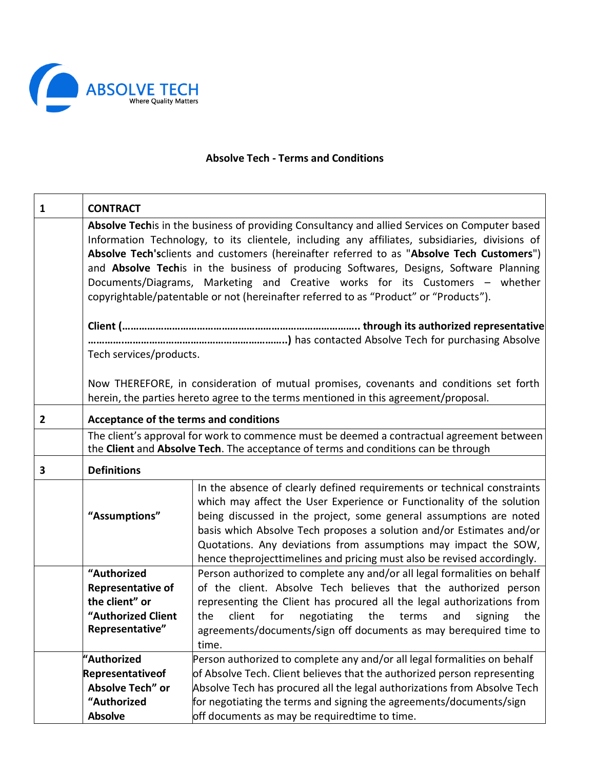ABSOLVE TECH
Where Quality Matters

## Absolve Tech - Terms and Conditions

| 1 | **CONTRACT** | |
|---|---|---|
| | **Absolve Tech**is in the business of providing Consultancy and allied Services on Computer based Information Technology, to its clientele, including any affiliates, subsidiaries, divisions of **Absolve Tech's**clients and customers (hereinafter referred to as "**Absolve Tech Customers**") and **Absolve Tech**is in the business of producing Softwares, Designs, Software Planning Documents/Diagrams, Marketing and Creative works for its Customers – whether copyrightable/patentable or not (hereinafter referred to as "Product" or "Products").<br><br>**Client (……………………………………………………………………….. through its authorized representative ……………………………………………………………..)** has contacted Absolve Tech for purchasing Absolve Tech services/products.<br><br>Now THEREFORE, in consideration of mutual promises, covenants and conditions set forth herein, the parties hereto agree to the terms mentioned in this agreement/proposal. | |
| 2 | **Acceptance of the terms and conditions** | |
| | The client's approval for work to commence must be deemed a contractual agreement between the **Client** and **Absolve Tech**. The acceptance of terms and conditions can be through | |
| 3 | **Definitions** | |
| | **"Assumptions"** | In the absence of clearly defined requirements or technical constraints which may affect the User Experience or Functionality of the solution being discussed in the project, some general assumptions are noted basis which Absolve Tech proposes a solution and/or Estimates and/or Quotations. Any deviations from assumptions may impact the SOW, hence theprojecttimelines and pricing must also be revised accordingly. |
| | **"Authorized Representative of the client" or "Authorized Client Representative"** | Person authorized to complete any and/or all legal formalities on behalf of the client. Absolve Tech believes that the authorized person representing the Client has procured all the legal authorizations from the client for negotiating the terms and signing the agreements/documents/sign off documents as may berequired time to time. |
| | **"Authorized Representativeof Absolve Tech" or "Authorized Absolve** | Person authorized to complete any and/or all legal formalities on behalf of Absolve Tech. Client believes that the authorized person representing Absolve Tech has procured all the legal authorizations from Absolve Tech for negotiating the terms and signing the agreements/documents/sign off documents as may be requiredtime to time. |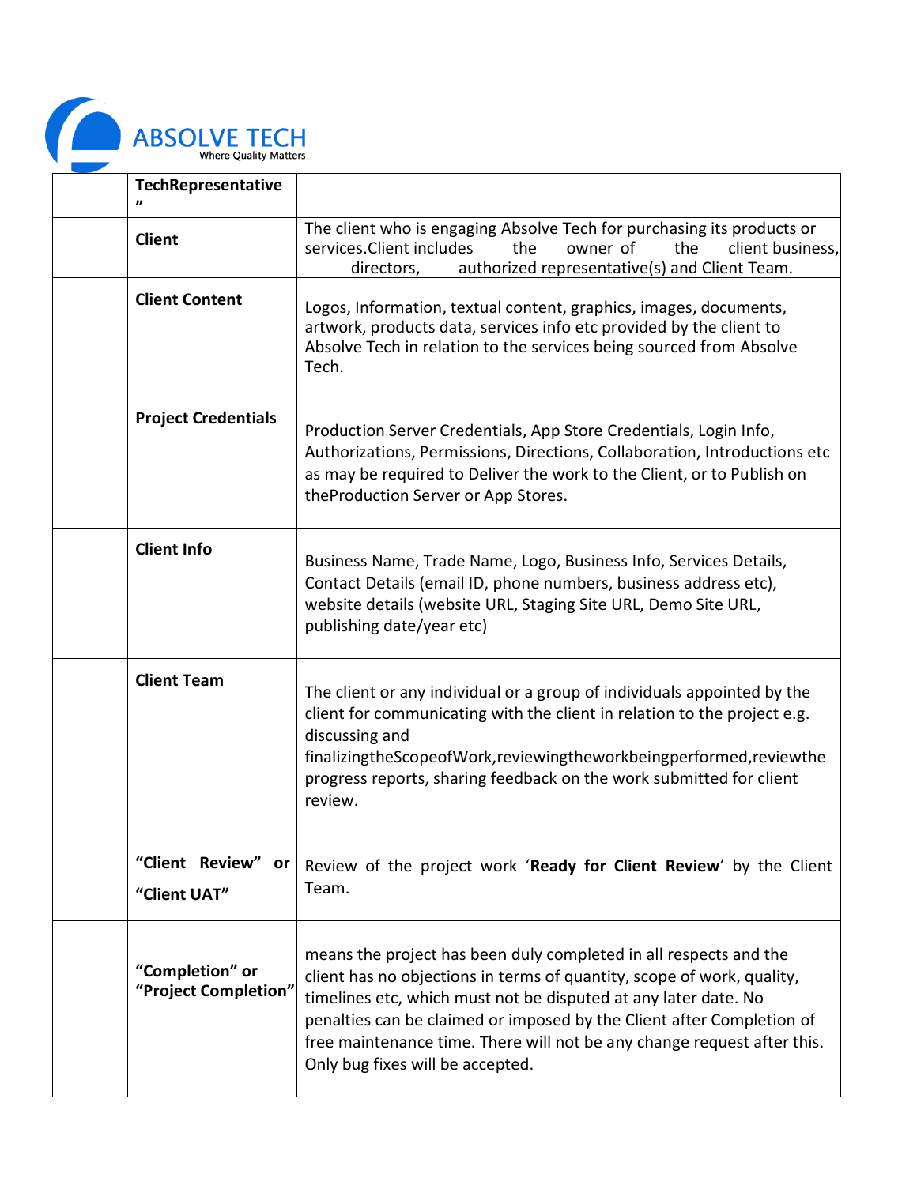| | | |
|---|---|---|
| | **TechRepresentative ”** | |
| | **Client** | The client who is engaging Absolve Tech for purchasing its products or services.Client includes the owner of the client business, directors, authorized representative(s) and Client Team. |
| | **Client Content** | Logos, Information, textual content, graphics, images, documents, artwork, products data, services info etc provided by the client to Absolve Tech in relation to the services being sourced from Absolve Tech. |
| | **Project Credentials** | Production Server Credentials, App Store Credentials, Login Info, Authorizations, Permissions, Directions, Collaboration, Introductions etc as may be required to Deliver the work to the Client, or to Publish on theProduction Server or App Stores. |
| | **Client Info** | Business Name, Trade Name, Logo, Business Info, Services Details, Contact Details (email ID, phone numbers, business address etc), website details (website URL, Staging Site URL, Demo Site URL, publishing date/year etc) |
| | **Client Team** | The client or any individual or a group of individuals appointed by the client for communicating with the client in relation to the project e.g. discussing and finalizingtheScopeofWork,reviewingtheworkbeingperformed,reviewthe progress reports, sharing feedback on the work submitted for client review. |
| | **“Client Review” or “Client UAT”** | Review of the project work ‘**Ready for Client Review**’ by the Client Team. |
| | **“Completion” or “Project Completion”** | means the project has been duly completed in all respects and the client has no objections in terms of quantity, scope of work, quality, timelines etc, which must not be disputed at any later date. No penalties can be claimed or imposed by the Client after Completion of free maintenance time. There will not be any change request after this. Only bug fixes will be accepted. |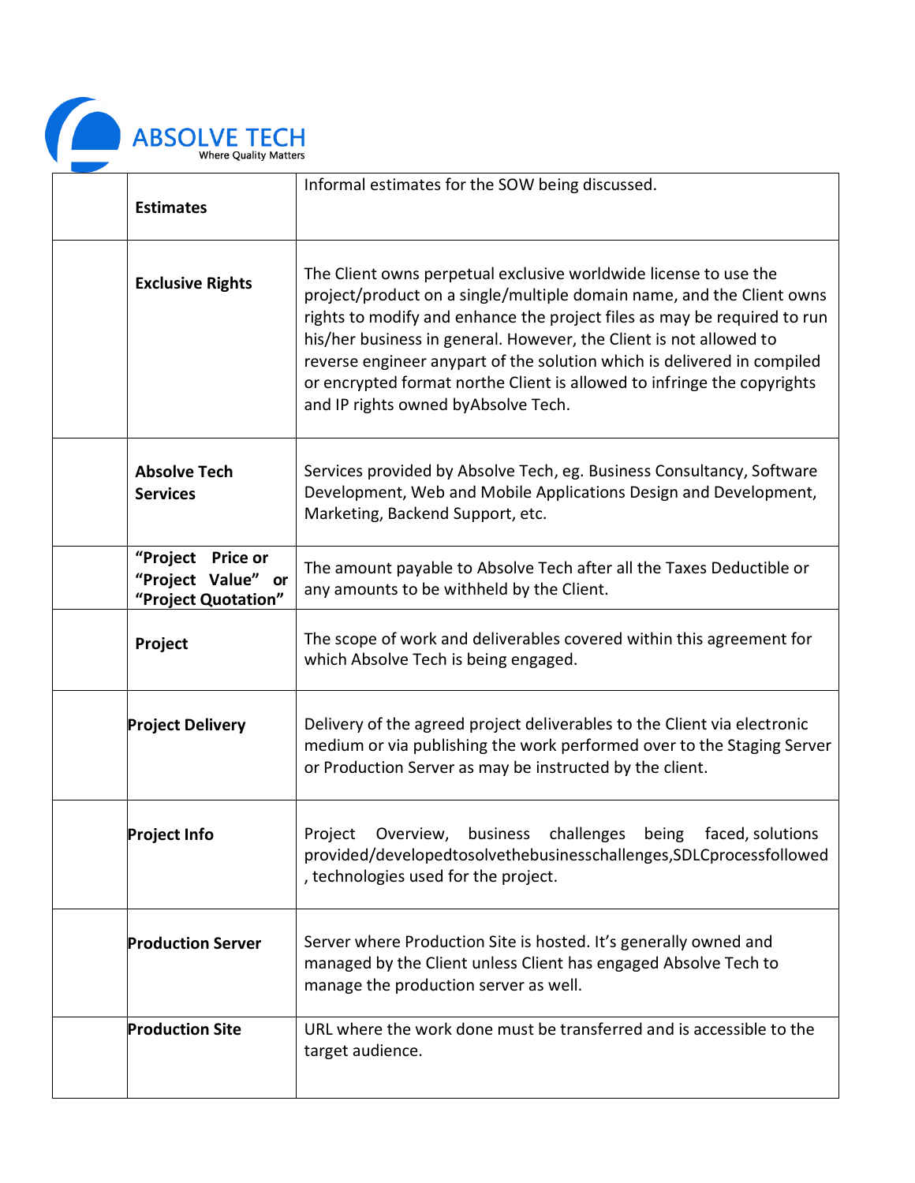| | | |
|---|---|---|
| | **Estimates** | Informal estimates for the SOW being discussed. |
| | **Exclusive Rights** | The Client owns perpetual exclusive worldwide license to use the project/product on a single/multiple domain name, and the Client owns rights to modify and enhance the project files as may be required to run his/her business in general. However, the Client is not allowed to reverse engineer anypart of the solution which is delivered in compiled or encrypted format northe Client is allowed to infringe the copyrights and IP rights owned byAbsolve Tech. |
| | **Absolve Tech Services** | Services provided by Absolve Tech, eg. Business Consultancy, Software Development, Web and Mobile Applications Design and Development, Marketing, Backend Support, etc. |
| | **“Project Price or “Project Value” or “Project Quotation”** | The amount payable to Absolve Tech after all the Taxes Deductible or any amounts to be withheld by the Client. |
| | **Project** | The scope of work and deliverables covered within this agreement for which Absolve Tech is being engaged. |
| | **Project Delivery** | Delivery of the agreed project deliverables to the Client via electronic medium or via publishing the work performed over to the Staging Server or Production Server as may be instructed by the client. |
| | **Project Info** | Project Overview, business challenges being faced, solutions provided/developedtosolvethebusinesschallenges,SDLCprocessfollowed , technologies used for the project. |
| | **Production Server** | Server where Production Site is hosted. It’s generally owned and managed by the Client unless Client has engaged Absolve Tech to manage the production server as well. |
| | **Production Site** | URL where the work done must be transferred and is accessible to the target audience. |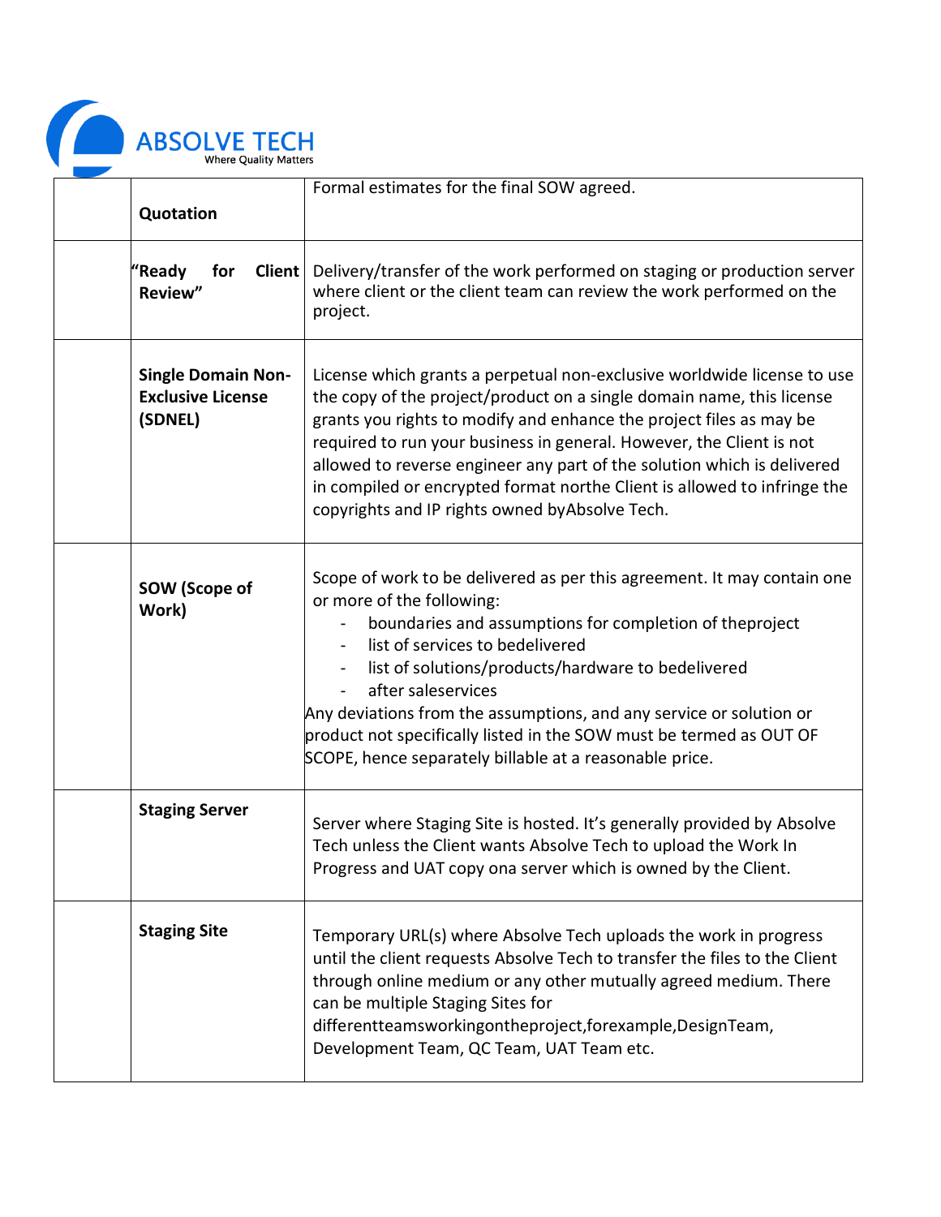|  | Term | Definition |
|---|---|---|
|  | **Quotation** | Formal estimates for the final SOW agreed. |
|  | **"Ready for Client Review"** | Delivery/transfer of the work performed on staging or production server where client or the client team can review the work performed on the project. |
|  | **Single Domain Non-Exclusive License (SDNEL)** | License which grants a perpetual non-exclusive worldwide license to use the copy of the project/product on a single domain name, this license grants you rights to modify and enhance the project files as may be required to run your business in general. However, the Client is not allowed to reverse engineer any part of the solution which is delivered in compiled or encrypted format northe Client is allowed to infringe the copyrights and IP rights owned byAbsolve Tech. |
|  | **SOW (Scope of Work)** | Scope of work to be delivered as per this agreement. It may contain one or more of the following:<br>- boundaries and assumptions for completion of theproject<br>- list of services to bedelivered<br>- list of solutions/products/hardware to bedelivered<br>- after saleservices<br>Any deviations from the assumptions, and any service or solution or product not specifically listed in the SOW must be termed as OUT OF SCOPE, hence separately billable at a reasonable price. |
|  | **Staging Server** | Server where Staging Site is hosted. It's generally provided by Absolve Tech unless the Client wants Absolve Tech to upload the Work In Progress and UAT copy ona server which is owned by the Client. |
|  | **Staging Site** | Temporary URL(s) where Absolve Tech uploads the work in progress until the client requests Absolve Tech to transfer the files to the Client through online medium or any other mutually agreed medium. There can be multiple Staging Sites for differentteamsworkingontheproject,forexample,DesignTeam, Development Team, QC Team, UAT Team etc. |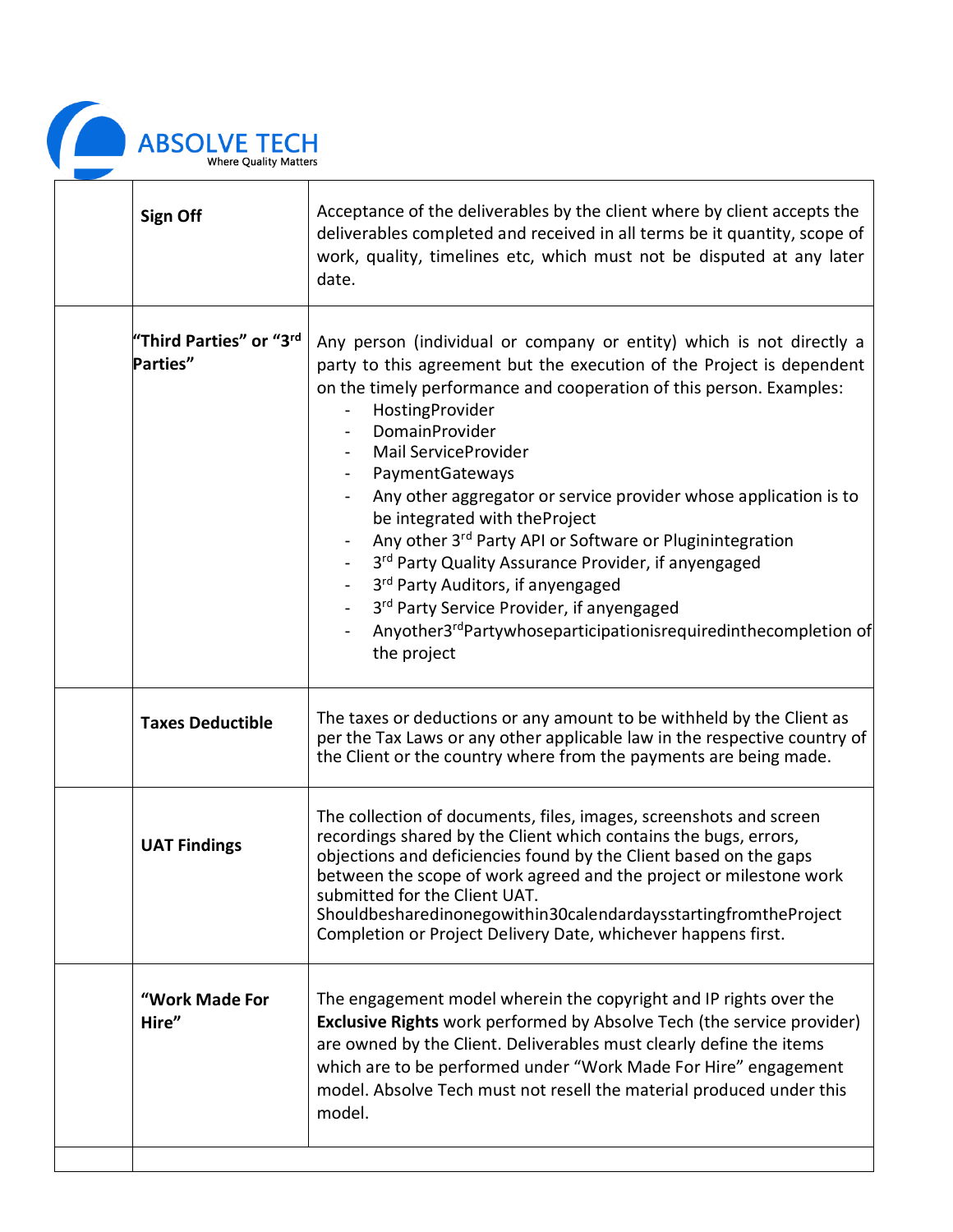| | | |
|---|---|---|
| | **Sign Off** | Acceptance of the deliverables by the client where by client accepts the deliverables completed and received in all terms be it quantity, scope of work, quality, timelines etc, which must not be disputed at any later date. |
| | **"Third Parties" or "3rd Parties"** | Any person (individual or company or entity) which is not directly a party to this agreement but the execution of the Project is dependent on the timely performance and cooperation of this person. Examples:<br>- HostingProvider<br>- DomainProvider<br>- Mail ServiceProvider<br>- PaymentGateways<br>- Any other aggregator or service provider whose application is to be integrated with theProject<br>- Any other 3rd Party API or Software or Pluginintegration<br>- 3rd Party Quality Assurance Provider, if anyengaged<br>- 3rd Party Auditors, if anyengaged<br>- 3rd Party Service Provider, if anyengaged<br>- Anyother3rdPartywhoseparticipationisrequiredinthecompletion of the project |
| | **Taxes Deductible** | The taxes or deductions or any amount to be withheld by the Client as per the Tax Laws or any other applicable law in the respective country of the Client or the country where from the payments are being made. |
| | **UAT Findings** | The collection of documents, files, images, screenshots and screen recordings shared by the Client which contains the bugs, errors, objections and deficiencies found by the Client based on the gaps between the scope of work agreed and the project or milestone work submitted for the Client UAT. Shouldbesharedinonegowithin30calendardaysstartingfromtheProject Completion or Project Delivery Date, whichever happens first. |
| | **"Work Made For Hire"** | The engagement model wherein the copyright and IP rights over the **Exclusive Rights** work performed by Absolve Tech (the service provider) are owned by the Client. Deliverables must clearly define the items which are to be performed under "Work Made For Hire" engagement model. Absolve Tech must not resell the material produced under this model. |
| | | |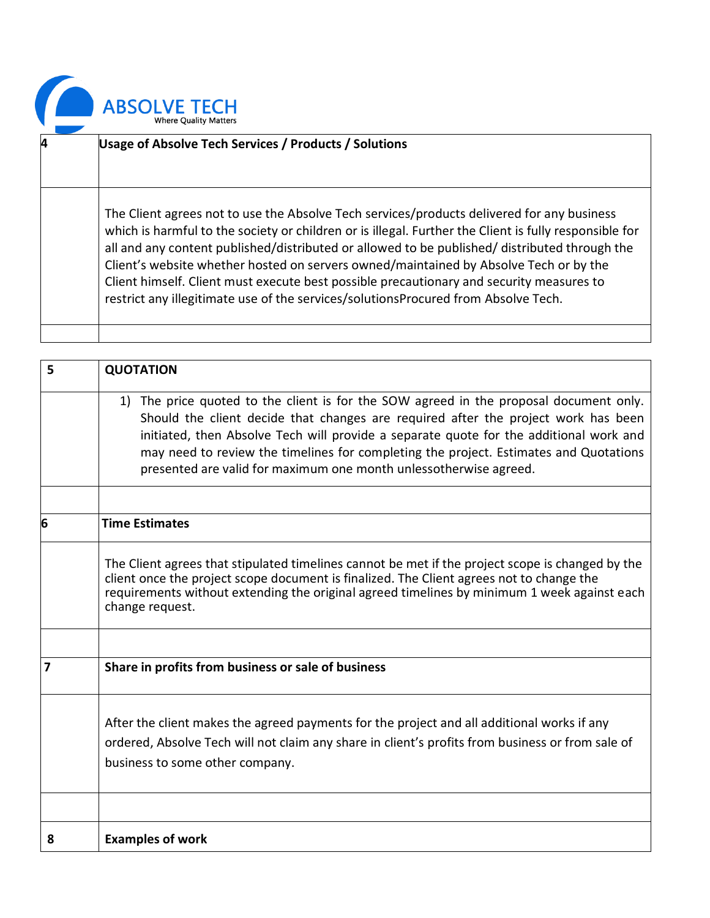| | |
|---|---|
| 4 | **Usage of Absolve Tech Services / Products / Solutions** |
| | The Client agrees not to use the Absolve Tech services/products delivered for any business which is harmful to the society or children or is illegal. Further the Client is fully responsible for all and any content published/distributed or allowed to be published/ distributed through the Client's website whether hosted on servers owned/maintained by Absolve Tech or by the Client himself. Client must execute best possible precautionary and security measures to restrict any illegitimate use of the services/solutionsProcured from Absolve Tech. |
| | |

| | |
|---|---|
| 5 | **QUOTATION** |
| | 1) The price quoted to the client is for the SOW agreed in the proposal document only. Should the client decide that changes are required after the project work has been initiated, then Absolve Tech will provide a separate quote for the additional work and may need to review the timelines for completing the project. Estimates and Quotations presented are valid for maximum one month unlessotherwise agreed. |
| | |
| 6 | **Time Estimates** |
| | The Client agrees that stipulated timelines cannot be met if the project scope is changed by the client once the project scope document is finalized. The Client agrees not to change the requirements without extending the original agreed timelines by minimum 1 week against each change request. |
| | |
| 7 | **Share in profits from business or sale of business** |
| | After the client makes the agreed payments for the project and all additional works if any ordered, Absolve Tech will not claim any share in client's profits from business or from sale of business to some other company. |
| | |
| 8 | **Examples of work** |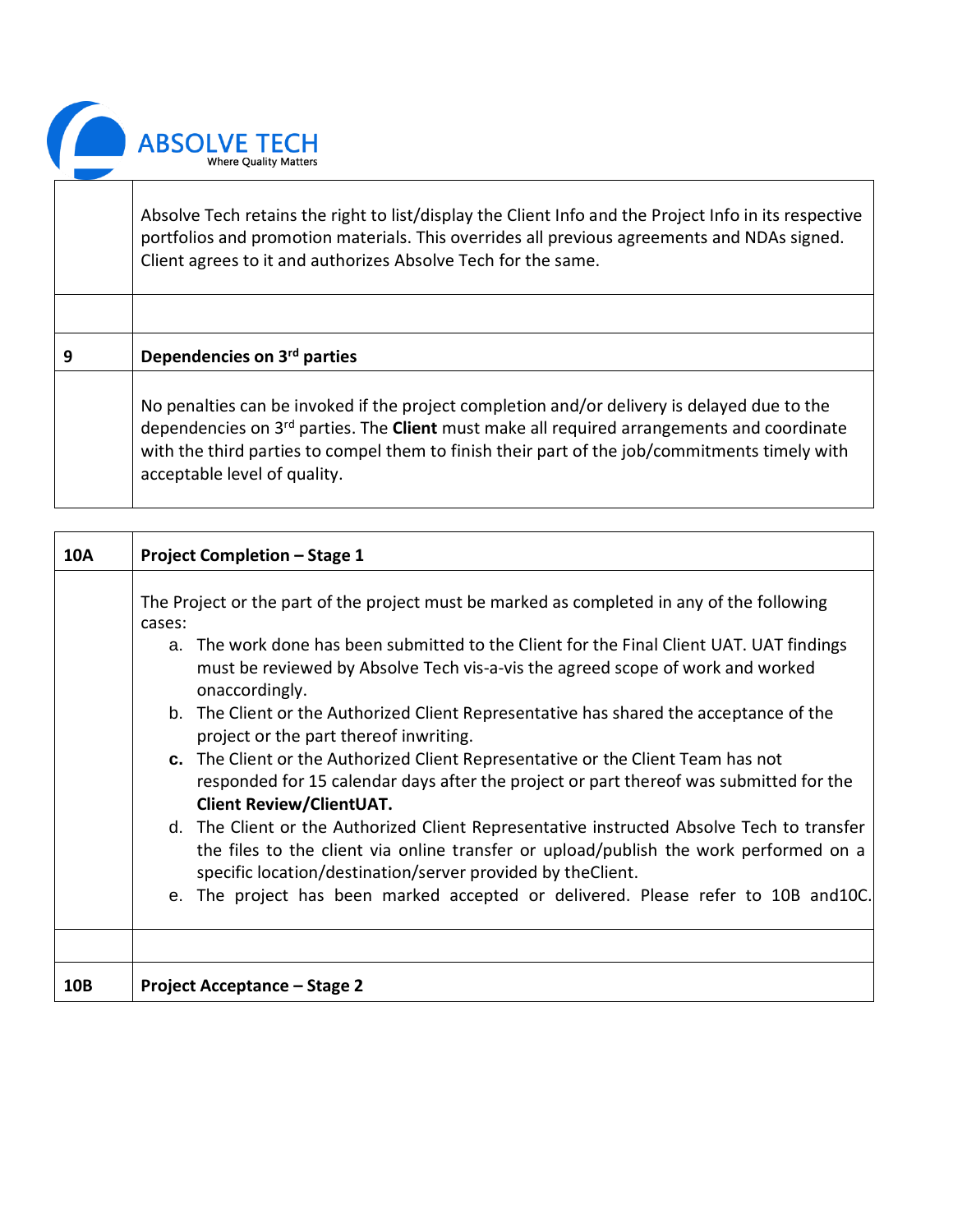| | |
|---|---|
| | Absolve Tech retains the right to list/display the Client Info and the Project Info in its respective portfolios and promotion materials. This overrides all previous agreements and NDAs signed. Client agrees to it and authorizes Absolve Tech for the same. |
| | |
| **9** | **Dependencies on 3rd parties** |
| | No penalties can be invoked if the project completion and/or delivery is delayed due to the dependencies on 3rd parties. The **Client** must make all required arrangements and coordinate with the third parties to compel them to finish their part of the job/commitments timely with acceptable level of quality. |

| | |
|---|---|
| **10A** | **Project Completion – Stage 1** |
| | The Project or the part of the project must be marked as completed in any of the following cases:<br>a. The work done has been submitted to the Client for the Final Client UAT. UAT findings must be reviewed by Absolve Tech vis-a-vis the agreed scope of work and worked onaccordingly.<br>b. The Client or the Authorized Client Representative has shared the acceptance of the project or the part thereof inwriting.<br>**c.** The Client or the Authorized Client Representative or the Client Team has not responded for 15 calendar days after the project or part thereof was submitted for the **Client Review/ClientUAT.**<br>d. The Client or the Authorized Client Representative instructed Absolve Tech to transfer the files to the client via online transfer or upload/publish the work performed on a specific location/destination/server provided by theClient.<br>e. The project has been marked accepted or delivered. Please refer to 10B and10C. |
| | |
| **10B** | **Project Acceptance – Stage 2** |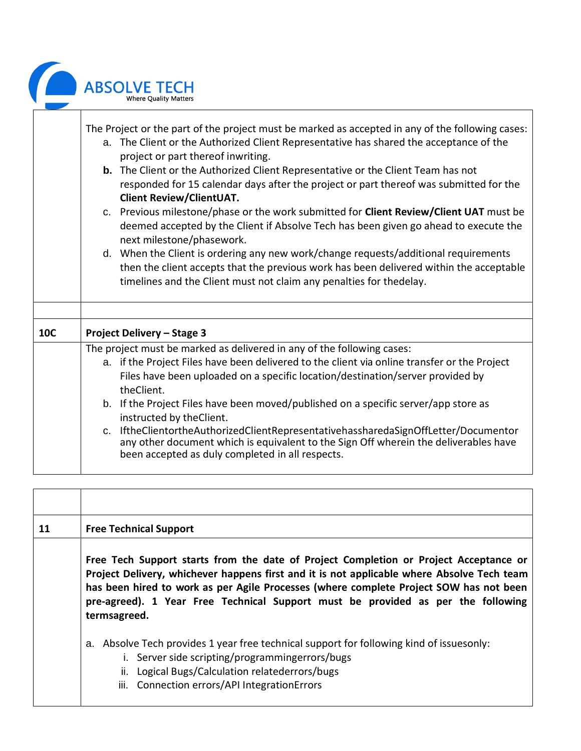| | |
|---|---|
| | The Project or the part of the project must be marked as accepted in any of the following cases:<br>a. The Client or the Authorized Client Representative has shared the acceptance of the project or part thereof inwriting.<br>**b.** The Client or the Authorized Client Representative or the Client Team has not responded for 15 calendar days after the project or part thereof was submitted for the **Client Review/ClientUAT.**<br>c. Previous milestone/phase or the work submitted for **Client Review/Client UAT** must be deemed accepted by the Client if Absolve Tech has been given go ahead to execute the next milestone/phasework.<br>d. When the Client is ordering any new work/change requests/additional requirements then the client accepts that the previous work has been delivered within the acceptable timelines and the Client must not claim any penalties for thedelay. |
| | |
| **10C** | **Project Delivery – Stage 3** |
| | The project must be marked as delivered in any of the following cases:<br>a. if the Project Files have been delivered to the client via online transfer or the Project Files have been uploaded on a specific location/destination/server provided by theClient.<br>b. If the Project Files have been moved/published on a specific server/app store as instructed by theClient.<br>c. IftheClientortheAuthorizedClientRepresentativehassharedaSignOffLetter/Documentor any other document which is equivalent to the Sign Off wherein the deliverables have been accepted as duly completed in all respects. |

| | |
|---|---|
| | |
| **11** | **Free Technical Support** |
| | **Free Tech Support starts from the date of Project Completion or Project Acceptance or Project Delivery, whichever happens first and it is not applicable where Absolve Tech team has been hired to work as per Agile Processes (where complete Project SOW has not been pre-agreed). 1 Year Free Technical Support must be provided as per the following termsagreed.**<br><br>a. Absolve Tech provides 1 year free technical support for following kind of issuesonly:<br>i. Server side scripting/programmingerrors/bugs<br>ii. Logical Bugs/Calculation relatederrors/bugs<br>iii. Connection errors/API IntegrationErrors |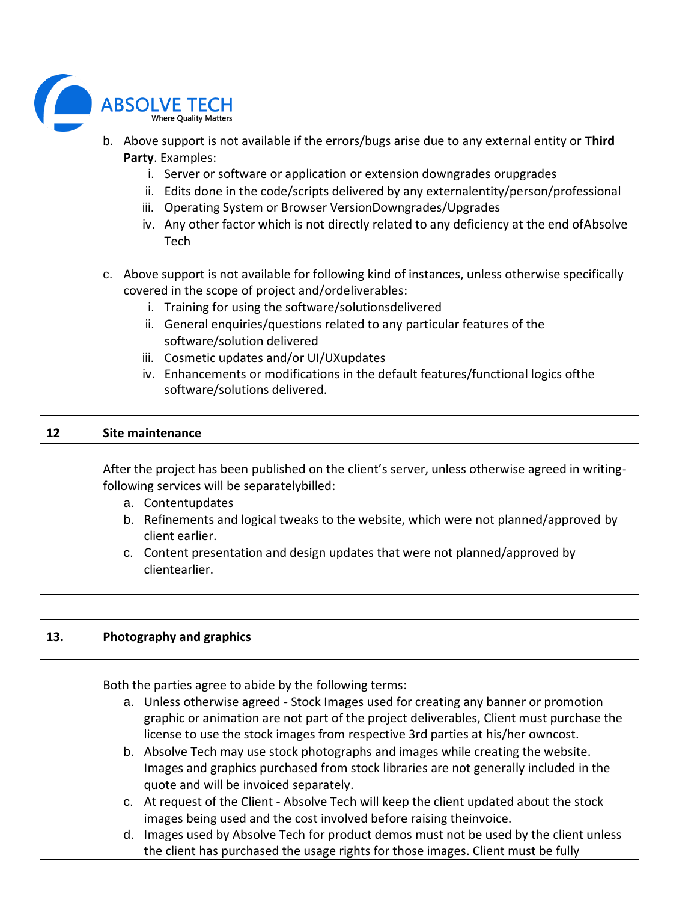|  |  |
| --- | --- |
|  | b. Above support is not available if the errors/bugs arise due to any external entity or **Third Party**. Examples:<br>i. Server or software or application or extension downgrades orupgrades<br>ii. Edits done in the code/scripts delivered by any externalentity/person/professional<br>iii. Operating System or Browser VersionDowngrades/Upgrades<br>iv. Any other factor which is not directly related to any deficiency at the end ofAbsolve Tech<br><br>c. Above support is not available for following kind of instances, unless otherwise specifically covered in the scope of project and/ordeliverables:<br>i. Training for using the software/solutionsdelivered<br>ii. General enquiries/questions related to any particular features of the software/solution delivered<br>iii. Cosmetic updates and/or UI/UXupdates<br>iv. Enhancements or modifications in the default features/functional logics ofthe software/solutions delivered. |
|  |  |
| **12** | **Site maintenance** |
|  | After the project has been published on the client's server, unless otherwise agreed in writing- following services will be separatelybilled:<br>a. Contentupdates<br>b. Refinements and logical tweaks to the website, which were not planned/approved by client earlier.<br>c. Content presentation and design updates that were not planned/approved by clientearlier. |
|  |  |
| **13.** | **Photography and graphics** |
|  | Both the parties agree to abide by the following terms:<br>a. Unless otherwise agreed - Stock Images used for creating any banner or promotion graphic or animation are not part of the project deliverables, Client must purchase the license to use the stock images from respective 3rd parties at his/her owncost.<br>b. Absolve Tech may use stock photographs and images while creating the website. Images and graphics purchased from stock libraries are not generally included in the quote and will be invoiced separately.<br>c. At request of the Client - Absolve Tech will keep the client updated about the stock images being used and the cost involved before raising theinvoice.<br>d. Images used by Absolve Tech for product demos must not be used by the client unless the client has purchased the usage rights for those images. Client must be fully |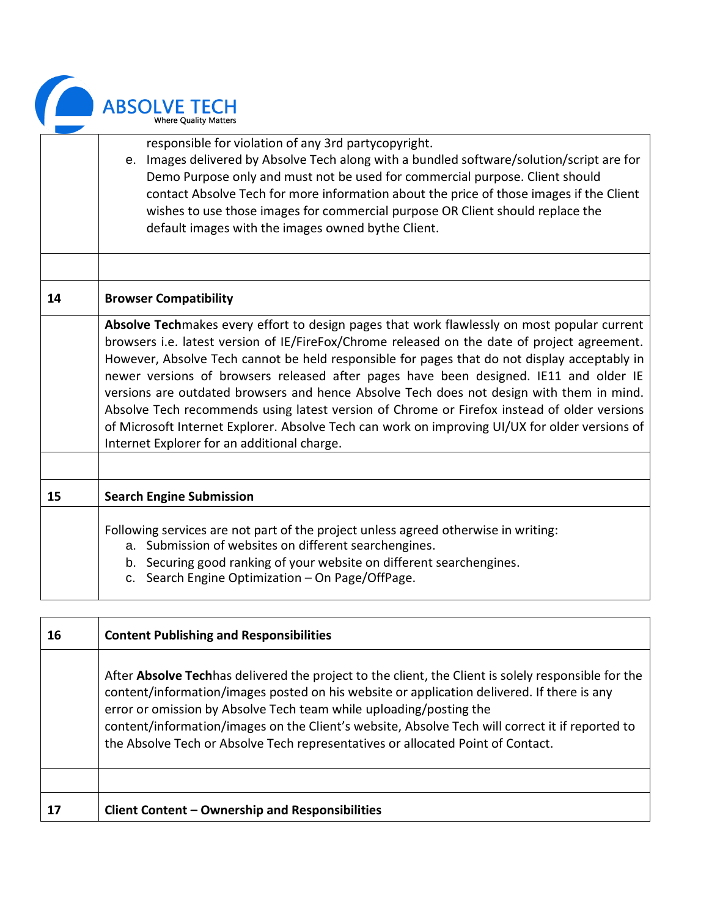| | |
|---|---|
| | responsible for violation of any 3rd partycopyright.<br>e. Images delivered by Absolve Tech along with a bundled software/solution/script are for Demo Purpose only and must not be used for commercial purpose. Client should contact Absolve Tech for more information about the price of those images if the Client wishes to use those images for commercial purpose OR Client should replace the default images with the images owned bythe Client. |
| | |
| **14** | **Browser Compatibility** |
| | **Absolve Tech**makes every effort to design pages that work flawlessly on most popular current browsers i.e. latest version of IE/FireFox/Chrome released on the date of project agreement. However, Absolve Tech cannot be held responsible for pages that do not display acceptably in newer versions of browsers released after pages have been designed. IE11 and older IE versions are outdated browsers and hence Absolve Tech does not design with them in mind. Absolve Tech recommends using latest version of Chrome or Firefox instead of older versions of Microsoft Internet Explorer. Absolve Tech can work on improving UI/UX for older versions of Internet Explorer for an additional charge. |
| | |
| **15** | **Search Engine Submission** |
| | Following services are not part of the project unless agreed otherwise in writing:<br>a. Submission of websites on different searchengines.<br>b. Securing good ranking of your website on different searchengines.<br>c. Search Engine Optimization – On Page/OffPage. |

| | |
|---|---|
| **16** | **Content Publishing and Responsibilities** |
| | After **Absolve Tech**has delivered the project to the client, the Client is solely responsible for the content/information/images posted on his website or application delivered. If there is any error or omission by Absolve Tech team while uploading/posting the content/information/images on the Client's website, Absolve Tech will correct it if reported to the Absolve Tech or Absolve Tech representatives or allocated Point of Contact. |
| | |
| **17** | **Client Content – Ownership and Responsibilities** |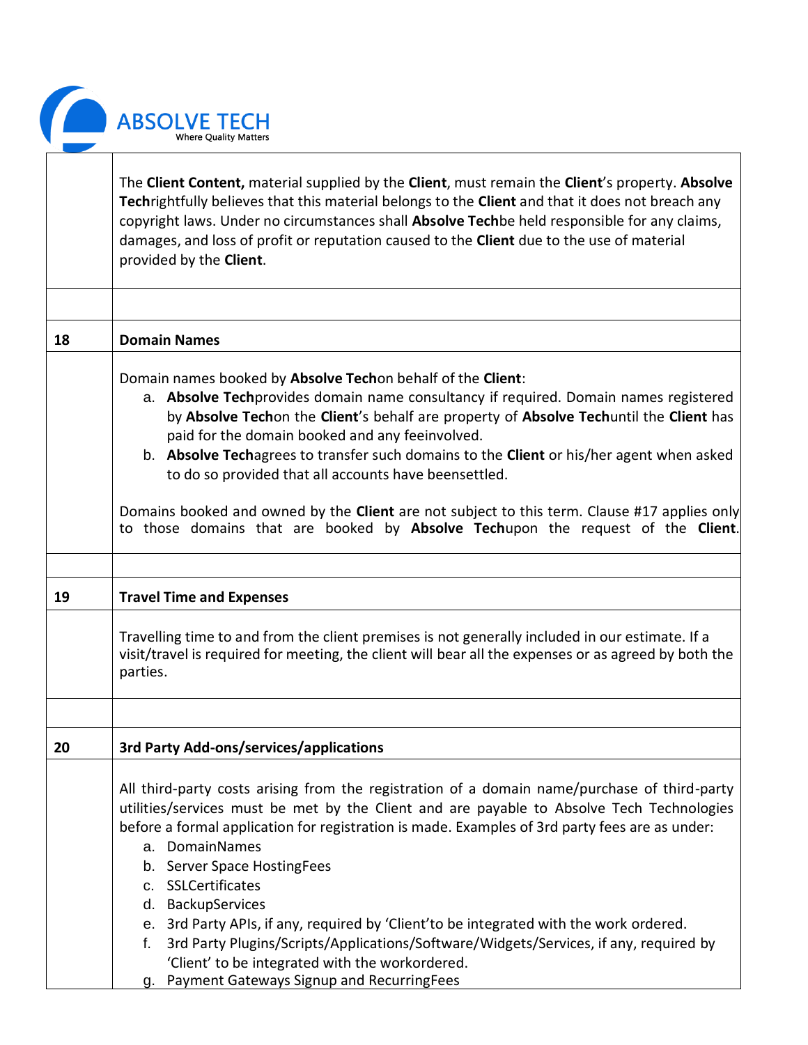| | |
|---|---|
| | The **Client Content,** material supplied by the **Client**, must remain the **Client**'s property. **Absolve Tech**rightfully believes that this material belongs to the **Client** and that it does not breach any copyright laws. Under no circumstances shall **Absolve Tech**be held responsible for any claims, damages, and loss of profit or reputation caused to the **Client** due to the use of material provided by the **Client**. |
| | |
| **18** | **Domain Names** |
| | Domain names booked by **Absolve Tech**on behalf of the **Client**:<br>a. **Absolve Tech**provides domain name consultancy if required. Domain names registered by **Absolve Tech**on the **Client**'s behalf are property of **Absolve Tech**until the **Client** has paid for the domain booked and any feeinvolved.<br>b. **Absolve Tech**agrees to transfer such domains to the **Client** or his/her agent when asked to do so provided that all accounts have beensettled.<br><br>Domains booked and owned by the **Client** are not subject to this term. Clause #17 applies only to those domains that are booked by **Absolve Tech**upon the request of the **Client**. |
| | |
| **19** | **Travel Time and Expenses** |
| | Travelling time to and from the client premises is not generally included in our estimate. If a visit/travel is required for meeting, the client will bear all the expenses or as agreed by both the parties. |
| | |
| **20** | **3rd Party Add-ons/services/applications** |
| | All third-party costs arising from the registration of a domain name/purchase of third-party utilities/services must be met by the Client and are payable to Absolve Tech Technologies before a formal application for registration is made. Examples of 3rd party fees are as under:<br>a. DomainNames<br>b. Server Space HostingFees<br>c. SSLCertificates<br>d. BackupServices<br>e. 3rd Party APIs, if any, required by 'Client'to be integrated with the work ordered.<br>f. 3rd Party Plugins/Scripts/Applications/Software/Widgets/Services, if any, required by 'Client' to be integrated with the workordered.<br>g. Payment Gateways Signup and RecurringFees |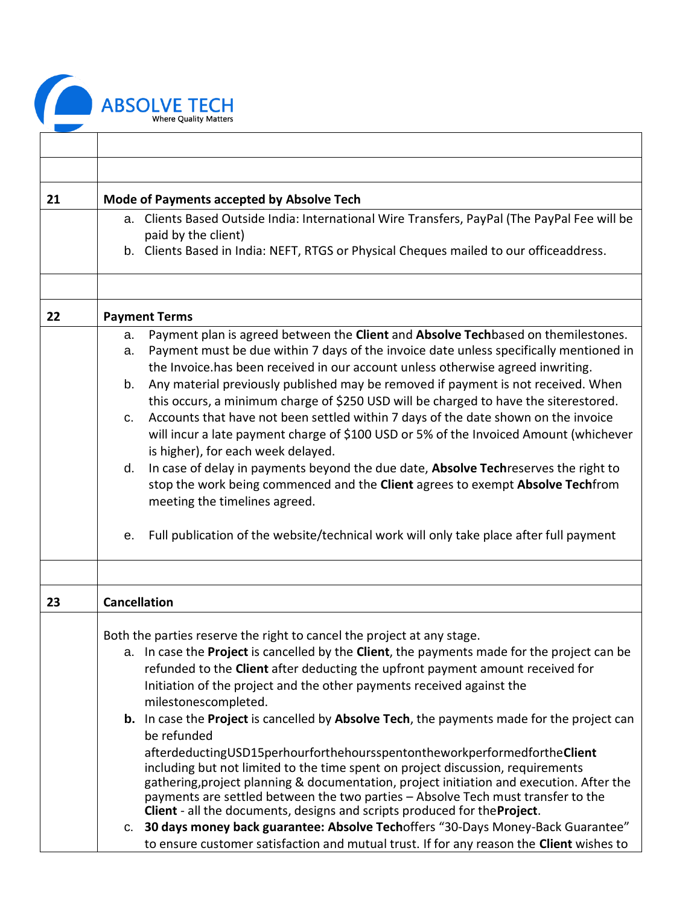| | |
|---|---|
| | |
| | |
| **21** | **Mode of Payments accepted by Absolve Tech** |
| | a. Clients Based Outside India: International Wire Transfers, PayPal (The PayPal Fee will be paid by the client)<br>b. Clients Based in India: NEFT, RTGS or Physical Cheques mailed to our officeaddress. |
| | |
| **22** | **Payment Terms** |
| | a. Payment plan is agreed between the **Client** and **Absolve Tech**based on themilestones.<br>a. Payment must be due within 7 days of the invoice date unless specifically mentioned in the Invoice.has been received in our account unless otherwise agreed inwriting.<br>b. Any material previously published may be removed if payment is not received. When this occurs, a minimum charge of $250 USD will be charged to have the siterestored.<br>c. Accounts that have not been settled within 7 days of the date shown on the invoice will incur a late payment charge of $100 USD or 5% of the Invoiced Amount (whichever is higher), for each week delayed.<br>d. In case of delay in payments beyond the due date, **Absolve Tech**reserves the right to stop the work being commenced and the **Client** agrees to exempt **Absolve Tech**from meeting the timelines agreed.<br><br>e. Full publication of the website/technical work will only take place after full payment |
| | |
| **23** | **Cancellation** |
| | Both the parties reserve the right to cancel the project at any stage.<br>a. In case the **Project** is cancelled by the **Client**, the payments made for the project can be refunded to the **Client** after deducting the upfront payment amount received for Initiation of the project and the other payments received against the milestonescompleted.<br>**b.** In case the **Project** is cancelled by **Absolve Tech**, the payments made for the project can be refunded afterdeductingUSD15perhourforthehoursspentontheworkperformedforthe**Client** including but not limited to the time spent on project discussion, requirements gathering,project planning & documentation, project initiation and execution. After the payments are settled between the two parties – Absolve Tech must transfer to the **Client** - all the documents, designs and scripts produced for the**Project**.<br>c. **30 days money back guarantee: Absolve Tech**offers "30-Days Money-Back Guarantee" to ensure customer satisfaction and mutual trust. If for any reason the **Client** wishes to |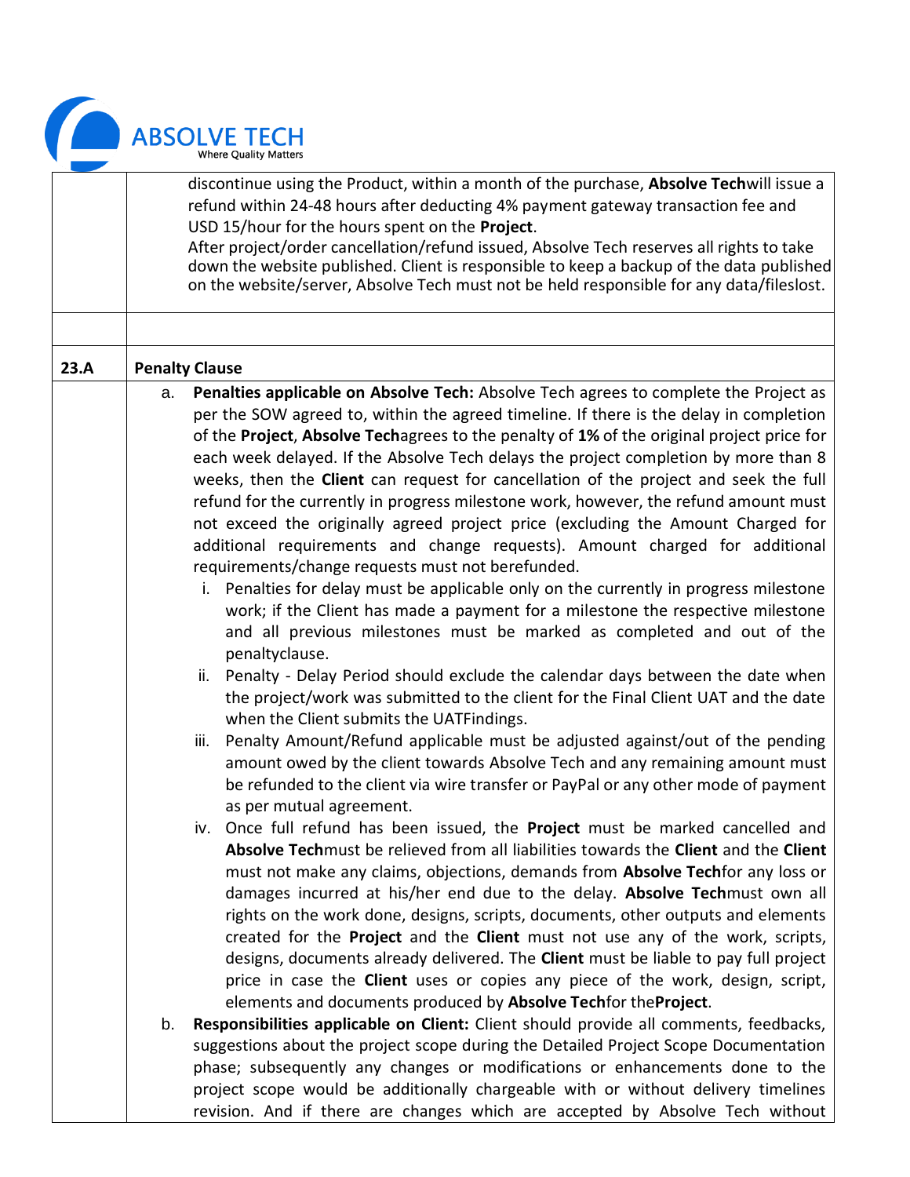discontinue using the Product, within a month of the purchase, **Absolve Tech**will issue a refund within 24-48 hours after deducting 4% payment gateway transaction fee and USD 15/hour for the hours spent on the **Project**.
After project/order cancellation/refund issued, Absolve Tech reserves all rights to take down the website published. Client is responsible to keep a backup of the data published on the website/server, Absolve Tech must not be held responsible for any data/fileslost.

**23.A** **Penalty Clause**

a. **Penalties applicable on Absolve Tech:** Absolve Tech agrees to complete the Project as per the SOW agreed to, within the agreed timeline. If there is the delay in completion of the **Project**, **Absolve Tech**agrees to the penalty of **1%** of the original project price for each week delayed. If the Absolve Tech delays the project completion by more than 8 weeks, then the **Client** can request for cancellation of the project and seek the full refund for the currently in progress milestone work, however, the refund amount must not exceed the originally agreed project price (excluding the Amount Charged for additional requirements and change requests). Amount charged for additional requirements/change requests must not berefunded.
   i. Penalties for delay must be applicable only on the currently in progress milestone work; if the Client has made a payment for a milestone the respective milestone and all previous milestones must be marked as completed and out of the penaltyclause.
   ii. Penalty - Delay Period should exclude the calendar days between the date when the project/work was submitted to the client for the Final Client UAT and the date when the Client submits the UATFindings.
   iii. Penalty Amount/Refund applicable must be adjusted against/out of the pending amount owed by the client towards Absolve Tech and any remaining amount must be refunded to the client via wire transfer or PayPal or any other mode of payment as per mutual agreement.
   iv. Once full refund has been issued, the **Project** must be marked cancelled and **Absolve Tech**must be relieved from all liabilities towards the **Client** and the **Client** must not make any claims, objections, demands from **Absolve Tech**for any loss or damages incurred at his/her end due to the delay. **Absolve Tech**must own all rights on the work done, designs, scripts, documents, other outputs and elements created for the **Project** and the **Client** must not use any of the work, scripts, designs, documents already delivered. The **Client** must be liable to pay full project price in case the **Client** uses or copies any piece of the work, design, script, elements and documents produced by **Absolve Tech**for the**Project**.

b. **Responsibilities applicable on Client:** Client should provide all comments, feedbacks, suggestions about the project scope during the Detailed Project Scope Documentation phase; subsequently any changes or modifications or enhancements done to the project scope would be additionally chargeable with or without delivery timelines revision. And if there are changes which are accepted by Absolve Tech without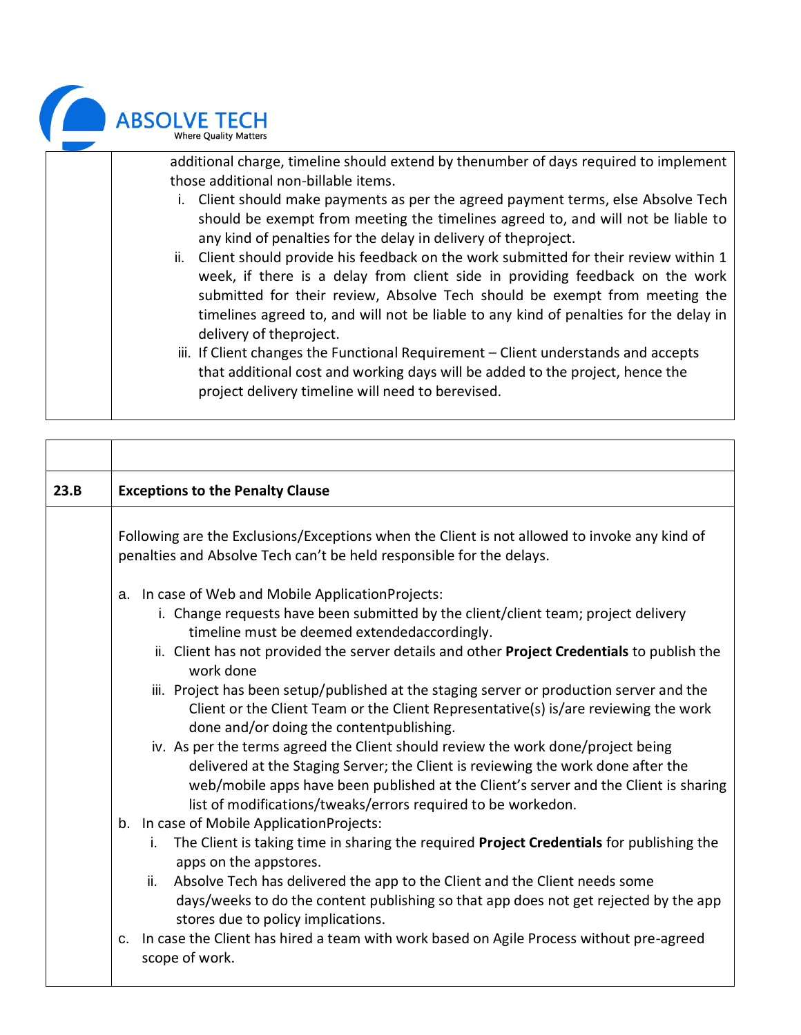| | |
|---|---|
| | additional charge, timeline should extend by thenumber of days required to implement those additional non-billable items.<br>i. Client should make payments as per the agreed payment terms, else Absolve Tech should be exempt from meeting the timelines agreed to, and will not be liable to any kind of penalties for the delay in delivery of theproject.<br>ii. Client should provide his feedback on the work submitted for their review within 1 week, if there is a delay from client side in providing feedback on the work submitted for their review, Absolve Tech should be exempt from meeting the timelines agreed to, and will not be liable to any kind of penalties for the delay in delivery of theproject.<br>iii. If Client changes the Functional Requirement – Client understands and accepts that additional cost and working days will be added to the project, hence the project delivery timeline will need to berevised. |

| | |
|---|---|
| | |
| **23.B** | **Exceptions to the Penalty Clause** |
| | Following are the Exclusions/Exceptions when the Client is not allowed to invoke any kind of penalties and Absolve Tech can't be held responsible for the delays.<br><br>a. In case of Web and Mobile ApplicationProjects:<br>i. Change requests have been submitted by the client/client team; project delivery timeline must be deemed extendedaccordingly.<br>ii. Client has not provided the server details and other **Project Credentials** to publish the work done<br>iii. Project has been setup/published at the staging server or production server and the Client or the Client Team or the Client Representative(s) is/are reviewing the work done and/or doing the contentpublishing.<br>iv. As per the terms agreed the Client should review the work done/project being delivered at the Staging Server; the Client is reviewing the work done after the web/mobile apps have been published at the Client's server and the Client is sharing list of modifications/tweaks/errors required to be workedon.<br>b. In case of Mobile ApplicationProjects:<br>i. The Client is taking time in sharing the required **Project Credentials** for publishing the apps on the appstores.<br>ii. Absolve Tech has delivered the app to the Client and the Client needs some days/weeks to do the content publishing so that app does not get rejected by the app stores due to policy implications.<br>c. In case the Client has hired a team with work based on Agile Process without pre-agreed scope of work. |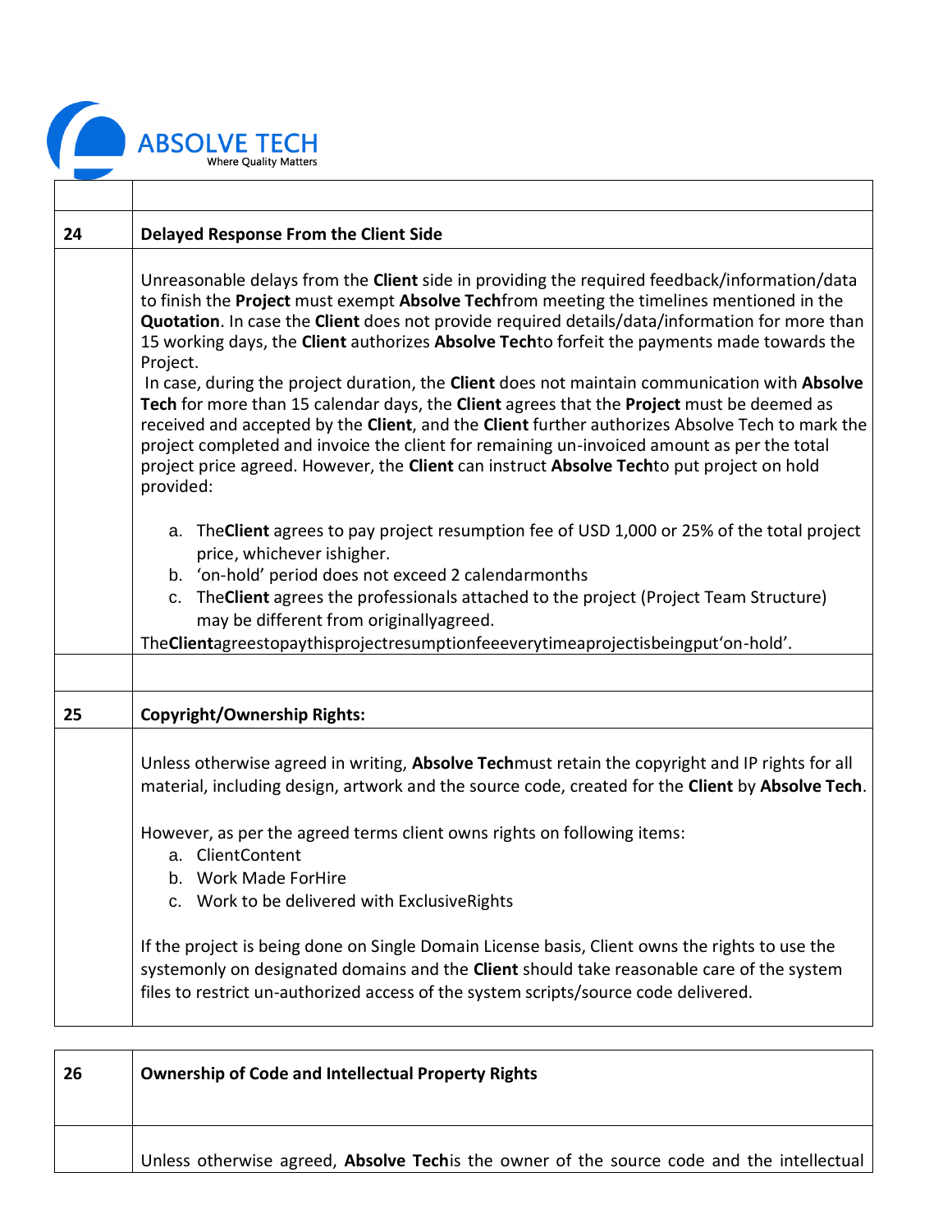| | |
|---|---|
| **24** | **Delayed Response From the Client Side** |
| | Unreasonable delays from the **Client** side in providing the required feedback/information/data to finish the **Project** must exempt **Absolve Tech**from meeting the timelines mentioned in the **Quotation**. In case the **Client** does not provide required details/data/information for more than 15 working days, the **Client** authorizes **Absolve Tech**to forfeit the payments made towards the Project.<br>In case, during the project duration, the **Client** does not maintain communication with **Absolve Tech** for more than 15 calendar days, the **Client** agrees that the **Project** must be deemed as received and accepted by the **Client**, and the **Client** further authorizes Absolve Tech to mark the project completed and invoice the client for remaining un-invoiced amount as per the total project price agreed. However, the **Client** can instruct **Absolve Tech**to put project on hold provided:<br>a. The**Client** agrees to pay project resumption fee of USD 1,000 or 25% of the total project price, whichever ishigher.<br>b. 'on-hold' period does not exceed 2 calendarmonths<br>c. The**Client** agrees the professionals attached to the project (Project Team Structure) may be different from originallyagreed.<br>The**Client**agreestopaythisprojectresumptionfeeeverytimeaprojectisbeingput'on-hold'. |
| | |
| **25** | **Copyright/Ownership Rights:** |
| | Unless otherwise agreed in writing, **Absolve Tech**must retain the copyright and IP rights for all material, including design, artwork and the source code, created for the **Client** by **Absolve Tech**.<br>However, as per the agreed terms client owns rights on following items:<br>a. ClientContent<br>b. Work Made ForHire<br>c. Work to be delivered with ExclusiveRights<br>If the project is being done on Single Domain License basis, Client owns the rights to use the systemonly on designated domains and the **Client** should take reasonable care of the system files to restrict un-authorized access of the system scripts/source code delivered. |

| | |
|---|---|
| **26** | **Ownership of Code and Intellectual Property Rights** |
| | Unless otherwise agreed, **Absolve Tech**is the owner of the source code and the intellectual |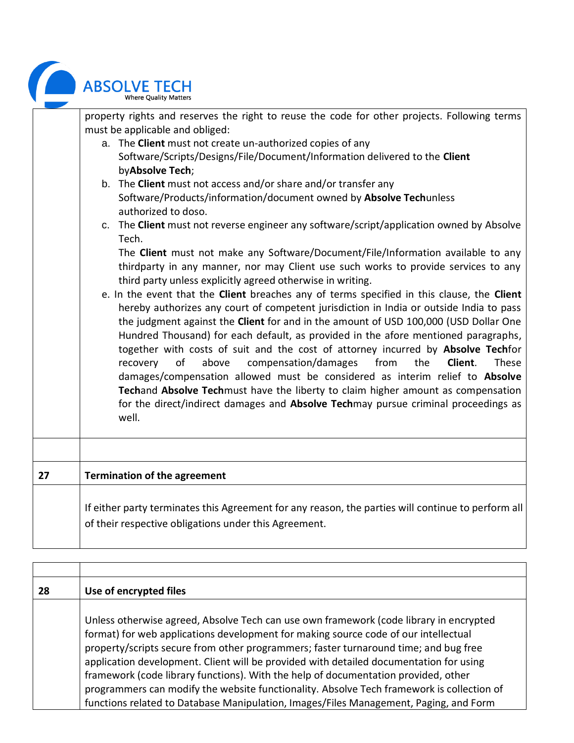| | |
|---|---|
| | property rights and reserves the right to reuse the code for other projects. Following terms must be applicable and obliged:<br>a. The **Client** must not create un-authorized copies of any Software/Scripts/Designs/File/Document/Information delivered to the **Client** by**Absolve Tech**;<br>b. The **Client** must not access and/or share and/or transfer any Software/Products/information/document owned by **Absolve Tech**unless authorized to doso.<br>c. The **Client** must not reverse engineer any software/script/application owned by Absolve Tech.<br>The **Client** must not make any Software/Document/File/Information available to any thirdparty in any manner, nor may Client use such works to provide services to any third party unless explicitly agreed otherwise in writing.<br>e. In the event that the **Client** breaches any of terms specified in this clause, the **Client** hereby authorizes any court of competent jurisdiction in India or outside India to pass the judgment against the **Client** for and in the amount of USD 100,000 (USD Dollar One Hundred Thousand) for each default, as provided in the afore mentioned paragraphs, together with costs of suit and the cost of attorney incurred by **Absolve Tech**for recovery of above compensation/damages from the **Client**. These damages/compensation allowed must be considered as interim relief to **Absolve Tech**and **Absolve Tech**must have the liberty to claim higher amount as compensation for the direct/indirect damages and **Absolve Tech**may pursue criminal proceedings as well. |
| | |
| **27** | **Termination of the agreement** |
| | If either party terminates this Agreement for any reason, the parties will continue to perform all of their respective obligations under this Agreement. |

| | |
|---|---|
| **28** | **Use of encrypted files** |
| | Unless otherwise agreed, Absolve Tech can use own framework (code library in encrypted format) for web applications development for making source code of our intellectual property/scripts secure from other programmers; faster turnaround time; and bug free application development. Client will be provided with detailed documentation for using framework (code library functions). With the help of documentation provided, other programmers can modify the website functionality. Absolve Tech framework is collection of functions related to Database Manipulation, Images/Files Management, Paging, and Form |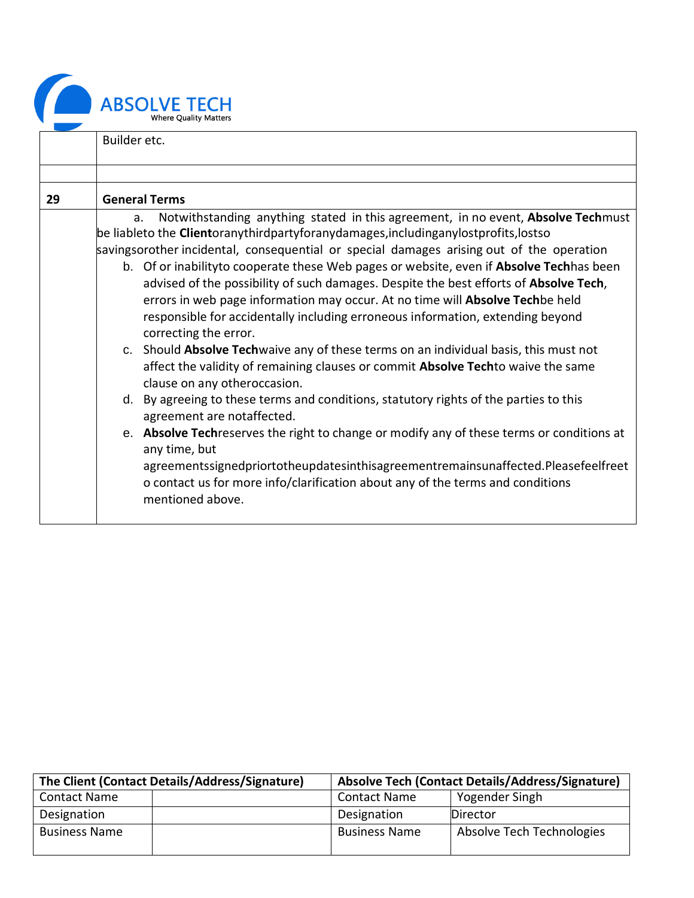| | |
|---|---|
| | Builder etc. |
| | |
| **29** | **General Terms** |
| | a. Notwithstanding anything stated in this agreement, in no event, **Absolve Tech**must be liableto the **Client**oranythirdpartyforanydamages,includinganylostprofits,lostso savingsorother incidental, consequential or special damages arising out of the operation<br>b. Of or inabilityto cooperate these Web pages or website, even if **Absolve Tech**has been advised of the possibility of such damages. Despite the best efforts of **Absolve Tech**, errors in web page information may occur. At no time will **Absolve Tech**be held responsible for accidentally including erroneous information, extending beyond correcting the error.<br>c. Should **Absolve Tech**waive any of these terms on an individual basis, this must not affect the validity of remaining clauses or commit **Absolve Tech**to waive the same clause on any otheroccasion.<br>d. By agreeing to these terms and conditions, statutory rights of the parties to this agreement are notaffected.<br>e. **Absolve Tech**reserves the right to change or modify any of these terms or conditions at any time, but agreementssignedpriortotheupdatesinthisagreementremainsunaffected.Pleasefeelfreeto contact us for more info/clarification about any of the terms and conditions mentioned above. |

| **The Client (Contact Details/Address/Signature)** | | **Absolve Tech (Contact Details/Address/Signature)** | |
|---|---|---|---|
| Contact Name | | Contact Name | Yogender Singh |
| Designation | | Designation | Director |
| Business Name | | Business Name | Absolve Tech Technologies |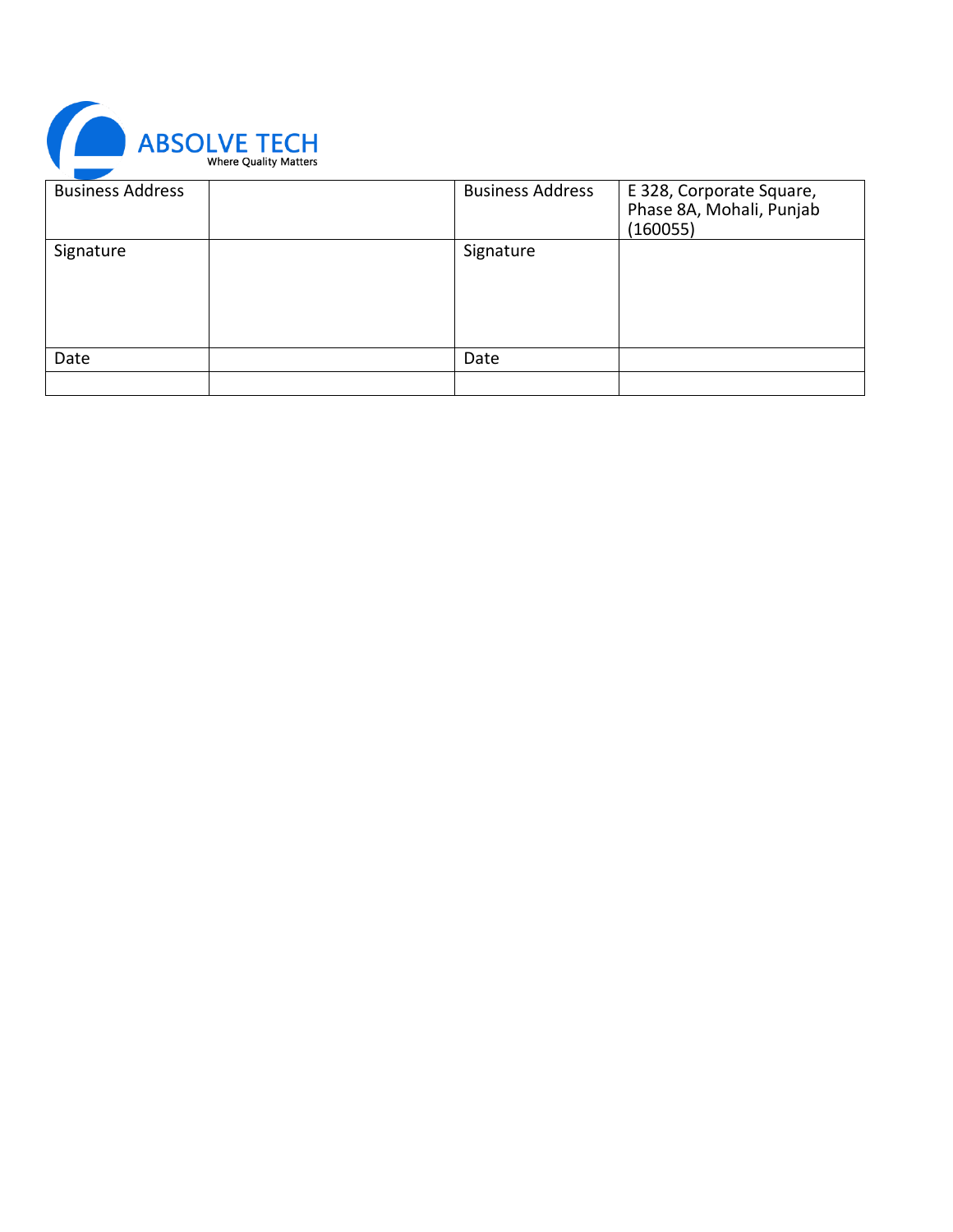ABSOLVE TECH

Where Quality Matters

| | | | |
|---|---|---|---|
| Business Address | | Business Address | E 328, Corporate Square, Phase 8A, Mohali, Punjab (160055) |
| Signature | | Signature | |
| Date | | Date | |
| | | | |